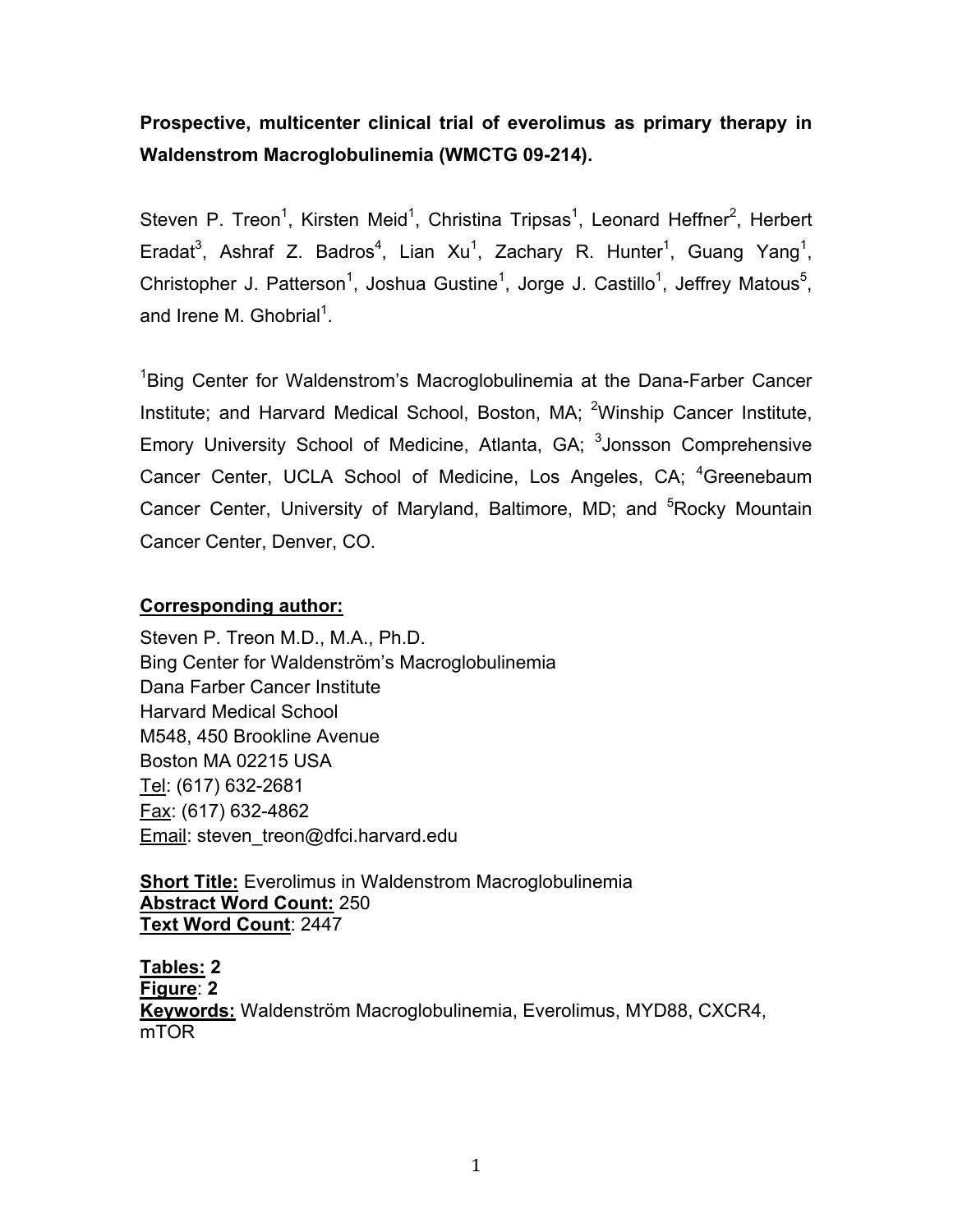# Prospective, multicenter clinical trial of everolimus as primary therapy in Waldenstrom Macroglobulinemia (WMCTG 09-214).

Steven P. Treon[1], Kirsten Meid[1], Christina Tripsas[1], Leonard Heffner[2], Herbert Eradat[3], Ashraf Z. Badros[4], Lian Xu[1], Zachary R. Hunter[1], Guang Yang[1], Christopher J. Patterson[1], Joshua Gustine[1], Jorge J. Castillo[1], Jeffrey Matous[5], and Irene M. Ghobrial[1].

[1]Bing Center for Waldenstrom's Macroglobulinemia at the Dana-Farber Cancer Institute; and Harvard Medical School, Boston, MA; [2]Winship Cancer Institute, Emory University School of Medicine, Atlanta, GA; [3]Jonsson Comprehensive Cancer Center, UCLA School of Medicine, Los Angeles, CA; [4]Greenebaum Cancer Center, University of Maryland, Baltimore, MD; and [5]Rocky Mountain Cancer Center, Denver, CO.

**Corresponding author:**

Steven P. Treon M.D., M.A., Ph.D.
Bing Center for Waldenström's Macroglobulinemia
Dana Farber Cancer Institute
Harvard Medical School
M548, 450 Brookline Avenue
Boston MA 02215 USA
Tel: (617) 632-2681
Fax: (617) 632-4862
Email: steven_treon@dfci.harvard.edu

**Short Title:** Everolimus in Waldenstrom Macroglobulinemia
**Abstract Word Count:** 250
**Text Word Count**: 2447

**Tables: 2**
**Figure**: **2**
**Keywords:** Waldenström Macroglobulinemia, Everolimus, MYD88, CXCR4, mTOR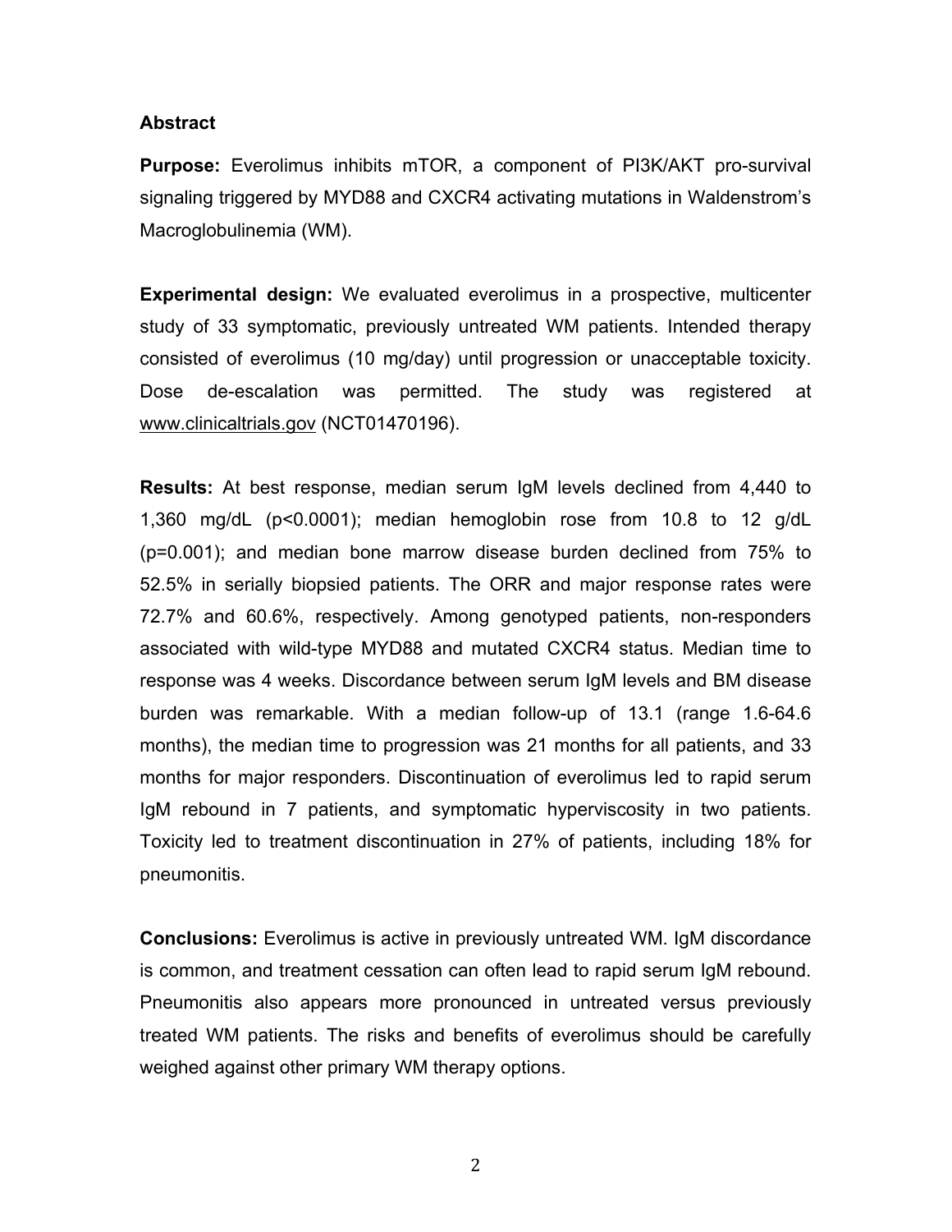## Abstract

**Purpose:** Everolimus inhibits mTOR, a component of PI3K/AKT pro-survival signaling triggered by MYD88 and CXCR4 activating mutations in Waldenstrom's Macroglobulinemia (WM).

**Experimental design:** We evaluated everolimus in a prospective, multicenter study of 33 symptomatic, previously untreated WM patients. Intended therapy consisted of everolimus (10 mg/day) until progression or unacceptable toxicity. Dose de-escalation was permitted. The study was registered at www.clinicaltrials.gov (NCT01470196).

**Results:** At best response, median serum IgM levels declined from 4,440 to 1,360 mg/dL ($p<0.0001$); median hemoglobin rose from 10.8 to 12 g/dL ($p=0.001$); and median bone marrow disease burden declined from 75% to 52.5% in serially biopsied patients. The ORR and major response rates were 72.7% and 60.6%, respectively. Among genotyped patients, non-responders associated with wild-type MYD88 and mutated CXCR4 status. Median time to response was 4 weeks. Discordance between serum IgM levels and BM disease burden was remarkable. With a median follow-up of 13.1 (range 1.6-64.6 months), the median time to progression was 21 months for all patients, and 33 months for major responders. Discontinuation of everolimus led to rapid serum IgM rebound in 7 patients, and symptomatic hyperviscosity in two patients. Toxicity led to treatment discontinuation in 27% of patients, including 18% for pneumonitis.

**Conclusions:** Everolimus is active in previously untreated WM. IgM discordance is common, and treatment cessation can often lead to rapid serum IgM rebound. Pneumonitis also appears more pronounced in untreated versus previously treated WM patients. The risks and benefits of everolimus should be carefully weighed against other primary WM therapy options.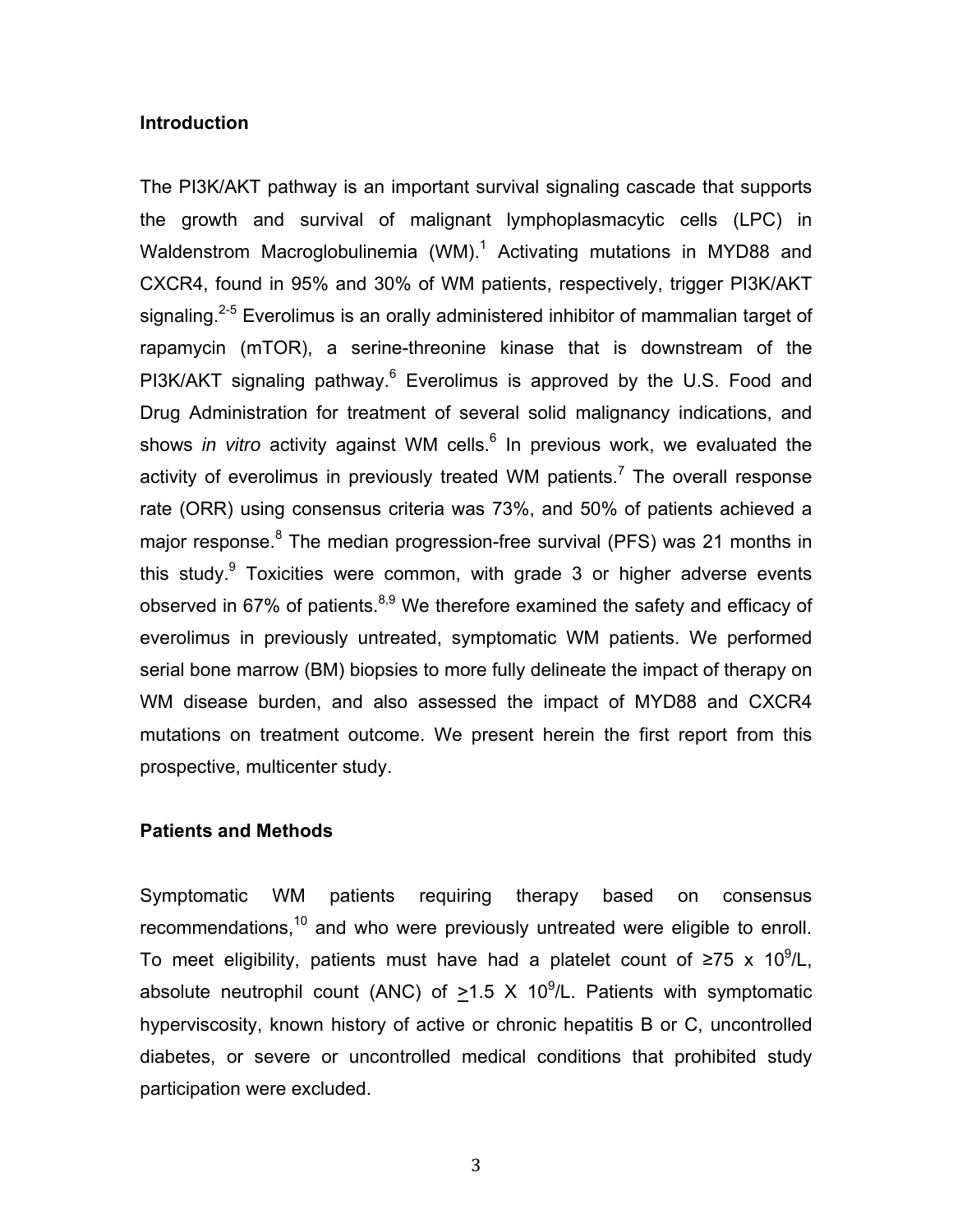## Introduction

The PI3K/AKT pathway is an important survival signaling cascade that supports the growth and survival of malignant lymphoplasmacytic cells (LPC) in Waldenstrom Macroglobulinemia (WM).[1] Activating mutations in MYD88 and CXCR4, found in 95% and 30% of WM patients, respectively, trigger PI3K/AKT signaling.[2-5] Everolimus is an orally administered inhibitor of mammalian target of rapamycin (mTOR), a serine-threonine kinase that is downstream of the PI3K/AKT signaling pathway.[6] Everolimus is approved by the U.S. Food and Drug Administration for treatment of several solid malignancy indications, and shows *in vitro* activity against WM cells.[6] In previous work, we evaluated the activity of everolimus in previously treated WM patients.[7] The overall response rate (ORR) using consensus criteria was 73%, and 50% of patients achieved a major response.[8] The median progression-free survival (PFS) was 21 months in this study.[9] Toxicities were common, with grade 3 or higher adverse events observed in 67% of patients.[8,9] We therefore examined the safety and efficacy of everolimus in previously untreated, symptomatic WM patients. We performed serial bone marrow (BM) biopsies to more fully delineate the impact of therapy on WM disease burden, and also assessed the impact of MYD88 and CXCR4 mutations on treatment outcome. We present herein the first report from this prospective, multicenter study.

## Patients and Methods

Symptomatic WM patients requiring therapy based on consensus recommendations,[10] and who were previously untreated were eligible to enroll. To meet eligibility, patients must have had a platelet count of $\geq 75 \times 10^9$/L, absolute neutrophil count (ANC) of $\geq 1.5 \times 10^9$/L. Patients with symptomatic hyperviscosity, known history of active or chronic hepatitis B or C, uncontrolled diabetes, or severe or uncontrolled medical conditions that prohibited study participation were excluded.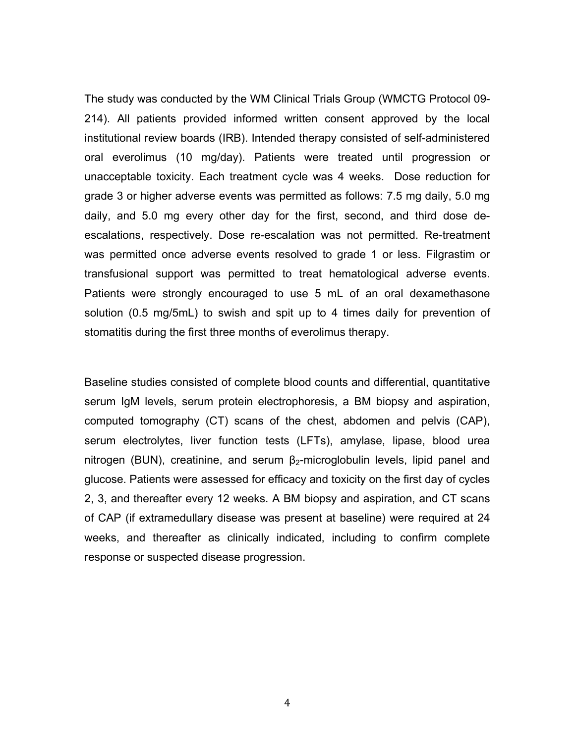The study was conducted by the WM Clinical Trials Group (WMCTG Protocol 09-214). All patients provided informed written consent approved by the local institutional review boards (IRB). Intended therapy consisted of self-administered oral everolimus (10 mg/day). Patients were treated until progression or unacceptable toxicity. Each treatment cycle was 4 weeks. Dose reduction for grade 3 or higher adverse events was permitted as follows: 7.5 mg daily, 5.0 mg daily, and 5.0 mg every other day for the first, second, and third dose de-escalations, respectively. Dose re-escalation was not permitted. Re-treatment was permitted once adverse events resolved to grade 1 or less. Filgrastim or transfusional support was permitted to treat hematological adverse events. Patients were strongly encouraged to use 5 mL of an oral dexamethasone solution (0.5 mg/5mL) to swish and spit up to 4 times daily for prevention of stomatitis during the first three months of everolimus therapy.

Baseline studies consisted of complete blood counts and differential, quantitative serum IgM levels, serum protein electrophoresis, a BM biopsy and aspiration, computed tomography (CT) scans of the chest, abdomen and pelvis (CAP), serum electrolytes, liver function tests (LFTs), amylase, lipase, blood urea nitrogen (BUN), creatinine, and serum $\beta_2$-microglobulin levels, lipid panel and glucose. Patients were assessed for efficacy and toxicity on the first day of cycles 2, 3, and thereafter every 12 weeks. A BM biopsy and aspiration, and CT scans of CAP (if extramedullary disease was present at baseline) were required at 24 weeks, and thereafter as clinically indicated, including to confirm complete response or suspected disease progression.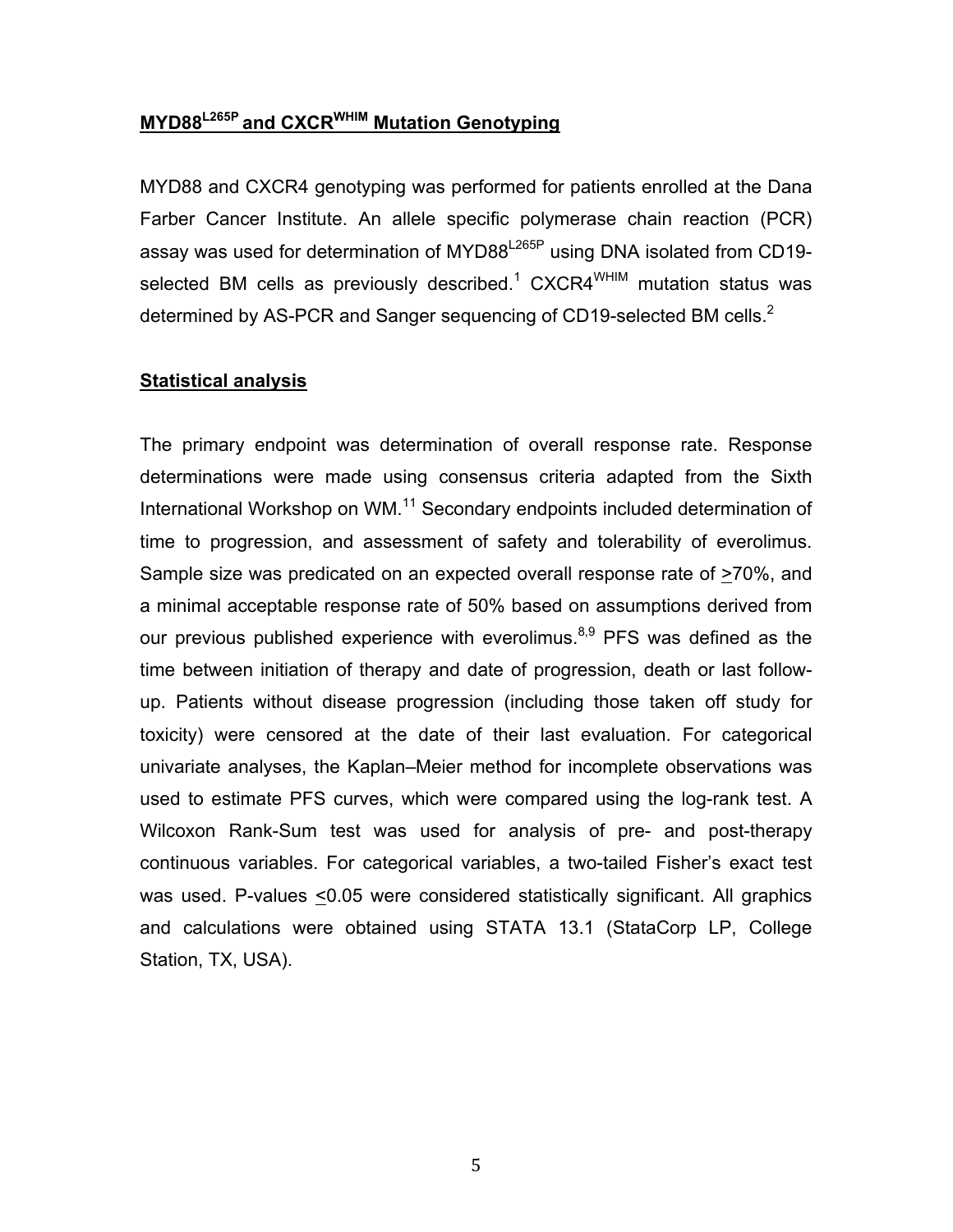## MYD88$^{L265P}$ and CXCR$^{WHIM}$ Mutation Genotyping

MYD88 and CXCR4 genotyping was performed for patients enrolled at the Dana Farber Cancer Institute. An allele specific polymerase chain reaction (PCR) assay was used for determination of MYD88$^{L265P}$ using DNA isolated from CD19-selected BM cells as previously described.[1] CXCR4$^{WHIM}$ mutation status was determined by AS-PCR and Sanger sequencing of CD19-selected BM cells.[2]

## Statistical analysis

The primary endpoint was determination of overall response rate. Response determinations were made using consensus criteria adapted from the Sixth International Workshop on WM.[11] Secondary endpoints included determination of time to progression, and assessment of safety and tolerability of everolimus. Sample size was predicated on an expected overall response rate of $\geq$70%, and a minimal acceptable response rate of 50% based on assumptions derived from our previous published experience with everolimus.[8,9] PFS was defined as the time between initiation of therapy and date of progression, death or last follow-up. Patients without disease progression (including those taken off study for toxicity) were censored at the date of their last evaluation. For categorical univariate analyses, the Kaplan–Meier method for incomplete observations was used to estimate PFS curves, which were compared using the log-rank test. A Wilcoxon Rank-Sum test was used for analysis of pre- and post-therapy continuous variables. For categorical variables, a two-tailed Fisher's exact test was used. P-values $\leq$0.05 were considered statistically significant. All graphics and calculations were obtained using STATA 13.1 (StataCorp LP, College Station, TX, USA).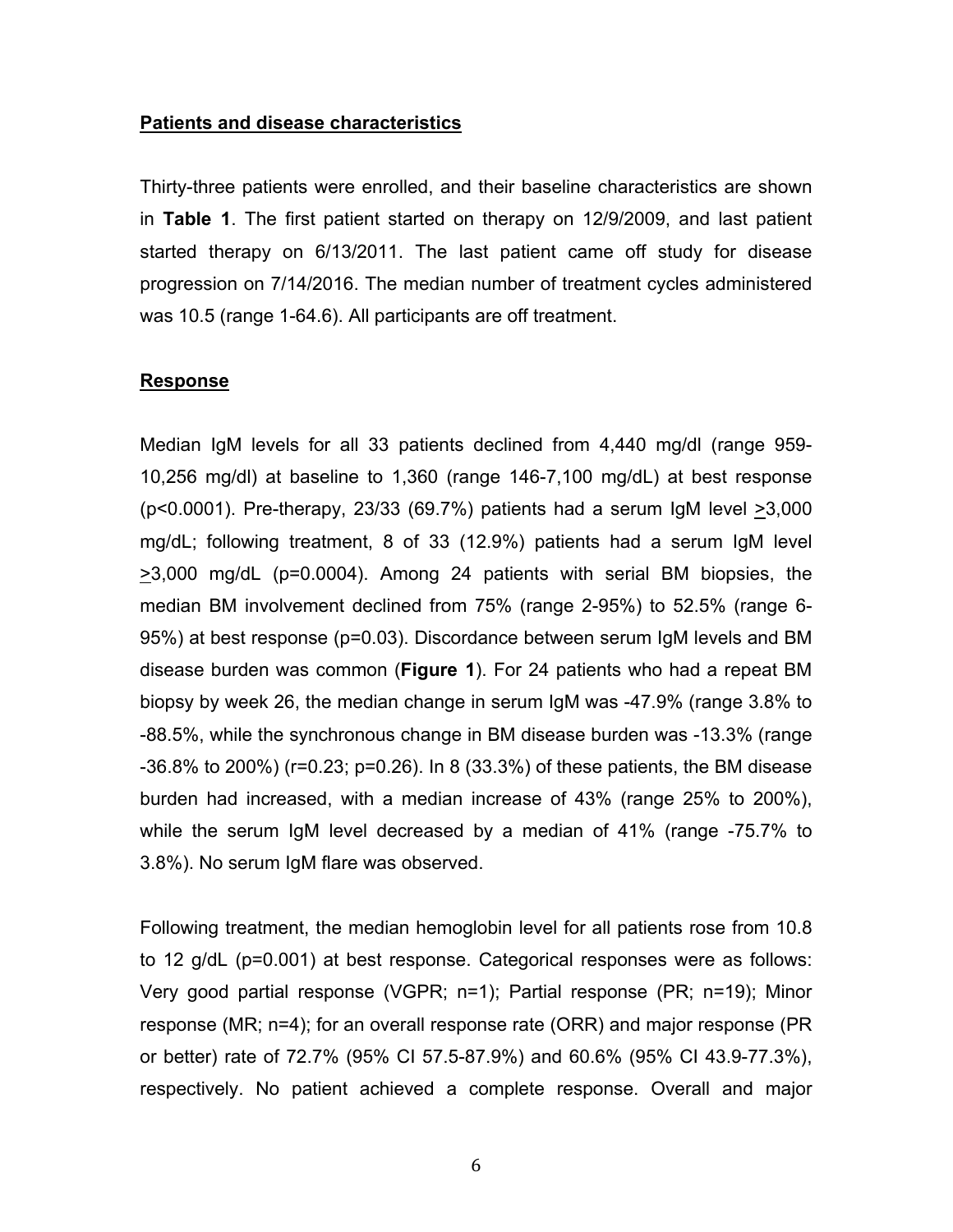**Patients and disease characteristics**

Thirty-three patients were enrolled, and their baseline characteristics are shown in **Table 1**. The first patient started on therapy on 12/9/2009, and last patient started therapy on 6/13/2011. The last patient came off study for disease progression on 7/14/2016. The median number of treatment cycles administered was 10.5 (range 1-64.6). All participants are off treatment.

**Response**

Median IgM levels for all 33 patients declined from 4,440 mg/dl (range 959-10,256 mg/dl) at baseline to 1,360 (range 146-7,100 mg/dL) at best response ($p<0.0001$). Pre-therapy, 23/33 (69.7%) patients had a serum IgM level ≥3,000 mg/dL; following treatment, 8 of 33 (12.9%) patients had a serum IgM level ≥3,000 mg/dL ($p=0.0004$). Among 24 patients with serial BM biopsies, the median BM involvement declined from 75% (range 2-95%) to 52.5% (range 6-95%) at best response ($p=0.03$). Discordance between serum IgM levels and BM disease burden was common (**Figure 1**). For 24 patients who had a repeat BM biopsy by week 26, the median change in serum IgM was -47.9% (range 3.8% to -88.5%, while the synchronous change in BM disease burden was -13.3% (range -36.8% to 200%) ($r=0.23$; $p=0.26$). In 8 (33.3%) of these patients, the BM disease burden had increased, with a median increase of 43% (range 25% to 200%), while the serum IgM level decreased by a median of 41% (range -75.7% to 3.8%). No serum IgM flare was observed.

Following treatment, the median hemoglobin level for all patients rose from 10.8 to 12 g/dL ($p=0.001$) at best response. Categorical responses were as follows: Very good partial response (VGPR; n=1); Partial response (PR; n=19); Minor response (MR; n=4); for an overall response rate (ORR) and major response (PR or better) rate of 72.7% (95% CI 57.5-87.9%) and 60.6% (95% CI 43.9-77.3%), respectively. No patient achieved a complete response. Overall and major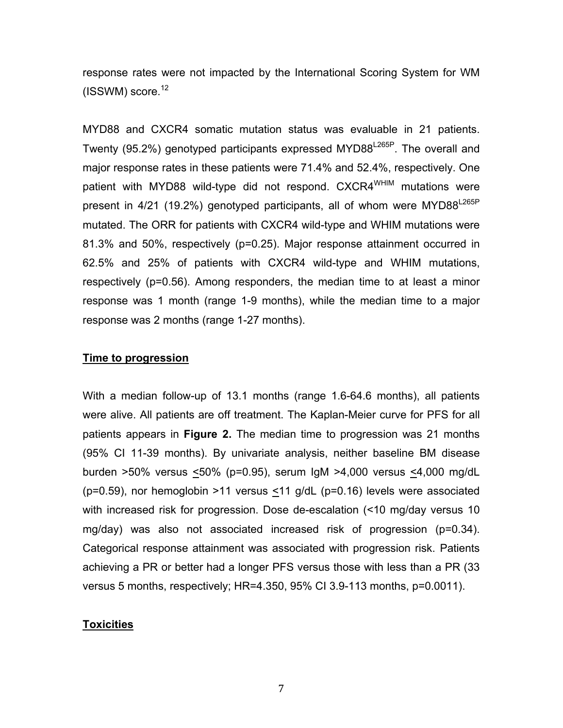response rates were not impacted by the International Scoring System for WM (ISSWM) score.[12]

MYD88 and CXCR4 somatic mutation status was evaluable in 21 patients. Twenty (95.2%) genotyped participants expressed $MYD88^{L265P}$. The overall and major response rates in these patients were 71.4% and 52.4%, respectively. One patient with MYD88 wild-type did not respond. $CXCR4^{WHIM}$ mutations were present in 4/21 (19.2%) genotyped participants, all of whom were $MYD88^{L265P}$ mutated. The ORR for patients with CXCR4 wild-type and WHIM mutations were 81.3% and 50%, respectively (p=0.25). Major response attainment occurred in 62.5% and 25% of patients with CXCR4 wild-type and WHIM mutations, respectively (p=0.56). Among responders, the median time to at least a minor response was 1 month (range 1-9 months), while the median time to a major response was 2 months (range 1-27 months).

**Time to progression**

With a median follow-up of 13.1 months (range 1.6-64.6 months), all patients were alive. All patients are off treatment. The Kaplan-Meier curve for PFS for all patients appears in **Figure 2.** The median time to progression was 21 months (95% CI 11-39 months). By univariate analysis, neither baseline BM disease burden >50% versus ≤50% (p=0.95), serum IgM >4,000 versus ≤4,000 mg/dL (p=0.59), nor hemoglobin >11 versus ≤11 g/dL (p=0.16) levels were associated with increased risk for progression. Dose de-escalation (<10 mg/day versus 10 mg/day) was also not associated increased risk of progression (p=0.34). Categorical response attainment was associated with progression risk. Patients achieving a PR or better had a longer PFS versus those with less than a PR (33 versus 5 months, respectively; HR=4.350, 95% CI 3.9-113 months, p=0.0011).

**Toxicities**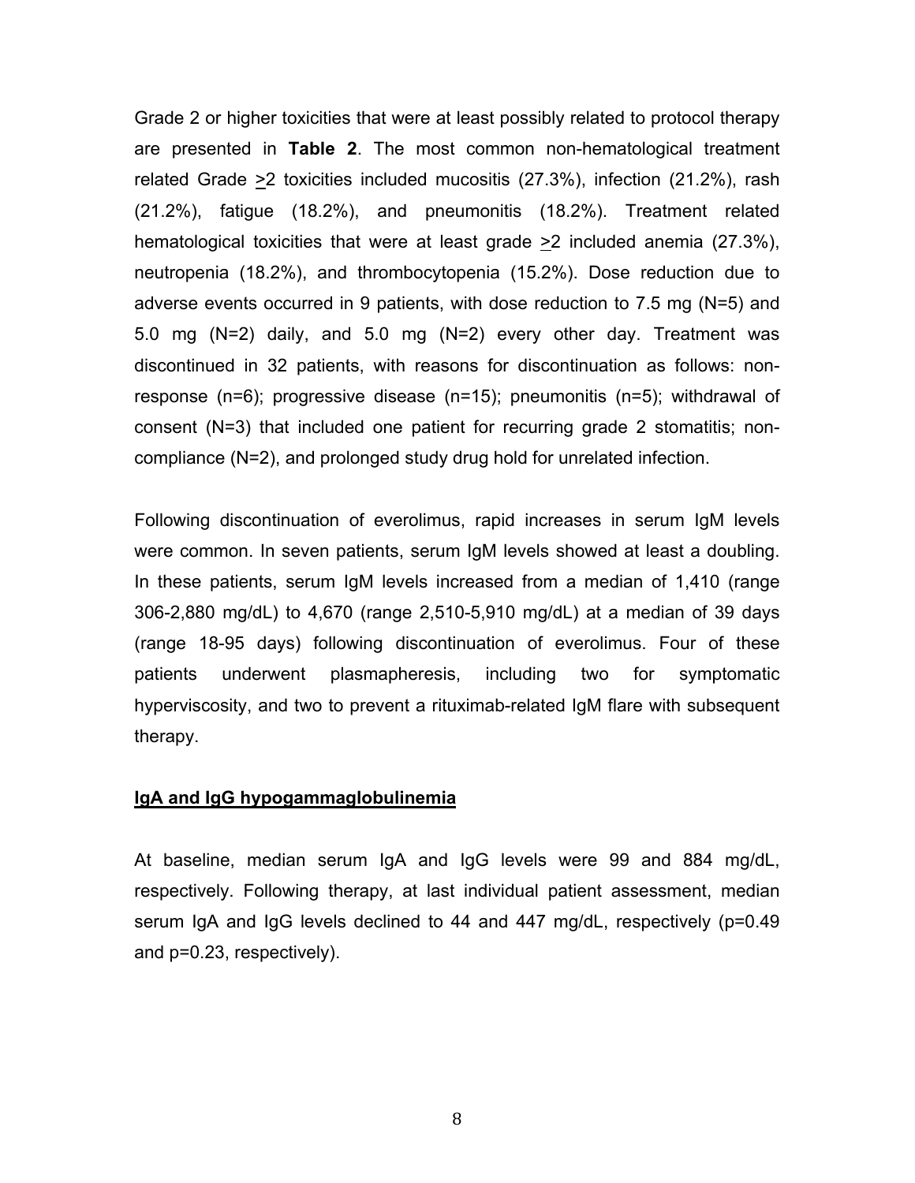Grade 2 or higher toxicities that were at least possibly related to protocol therapy are presented in **Table 2**. The most common non-hematological treatment related Grade >2 toxicities included mucositis (27.3%), infection (21.2%), rash (21.2%), fatigue (18.2%), and pneumonitis (18.2%). Treatment related hematological toxicities that were at least grade >2 included anemia (27.3%), neutropenia (18.2%), and thrombocytopenia (15.2%). Dose reduction due to adverse events occurred in 9 patients, with dose reduction to 7.5 mg (N=5) and 5.0 mg (N=2) daily, and 5.0 mg (N=2) every other day. Treatment was discontinued in 32 patients, with reasons for discontinuation as follows: non-response (n=6); progressive disease (n=15); pneumonitis (n=5); withdrawal of consent (N=3) that included one patient for recurring grade 2 stomatitis; non-compliance (N=2), and prolonged study drug hold for unrelated infection.

Following discontinuation of everolimus, rapid increases in serum IgM levels were common. In seven patients, serum IgM levels showed at least a doubling. In these patients, serum IgM levels increased from a median of 1,410 (range 306-2,880 mg/dL) to 4,670 (range 2,510-5,910 mg/dL) at a median of 39 days (range 18-95 days) following discontinuation of everolimus. Four of these patients underwent plasmapheresis, including two for symptomatic hyperviscosity, and two to prevent a rituximab-related IgM flare with subsequent therapy.

## IgA and IgG hypogammaglobulinemia

At baseline, median serum IgA and IgG levels were 99 and 884 mg/dL, respectively. Following therapy, at last individual patient assessment, median serum IgA and IgG levels declined to 44 and 447 mg/dL, respectively ($p=0.49$ and $p=0.23$, respectively).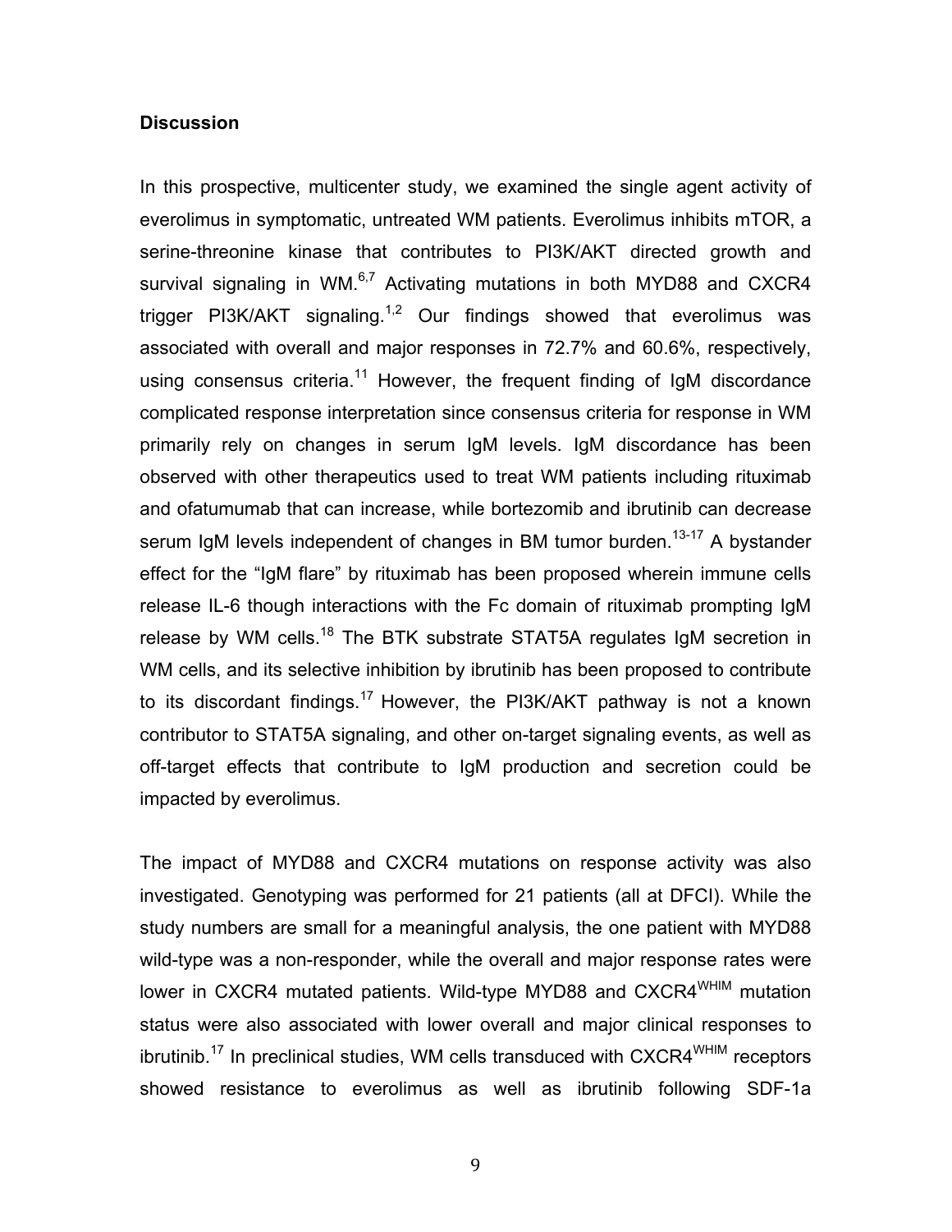## Discussion

In this prospective, multicenter study, we examined the single agent activity of everolimus in symptomatic, untreated WM patients. Everolimus inhibits mTOR, a serine-threonine kinase that contributes to PI3K/AKT directed growth and survival signaling in WM.[6,7] Activating mutations in both MYD88 and CXCR4 trigger PI3K/AKT signaling.[1,2] Our findings showed that everolimus was associated with overall and major responses in 72.7% and 60.6%, respectively, using consensus criteria.[11] However, the frequent finding of IgM discordance complicated response interpretation since consensus criteria for response in WM primarily rely on changes in serum IgM levels. IgM discordance has been observed with other therapeutics used to treat WM patients including rituximab and ofatumumab that can increase, while bortezomib and ibrutinib can decrease serum IgM levels independent of changes in BM tumor burden.[13-17] A bystander effect for the "IgM flare" by rituximab has been proposed wherein immune cells release IL-6 though interactions with the Fc domain of rituximab prompting IgM release by WM cells.[18] The BTK substrate STAT5A regulates IgM secretion in WM cells, and its selective inhibition by ibrutinib has been proposed to contribute to its discordant findings.[17] However, the PI3K/AKT pathway is not a known contributor to STAT5A signaling, and other on-target signaling events, as well as off-target effects that contribute to IgM production and secretion could be impacted by everolimus.

The impact of MYD88 and CXCR4 mutations on response activity was also investigated. Genotyping was performed for 21 patients (all at DFCI). While the study numbers are small for a meaningful analysis, the one patient with MYD88 wild-type was a non-responder, while the overall and major response rates were lower in CXCR4 mutated patients. Wild-type MYD88 and $CXCR4^{WHIM}$ mutation status were also associated with lower overall and major clinical responses to ibrutinib.[17] In preclinical studies, WM cells transduced with $CXCR4^{WHIM}$ receptors showed resistance to everolimus as well as ibrutinib following SDF-1a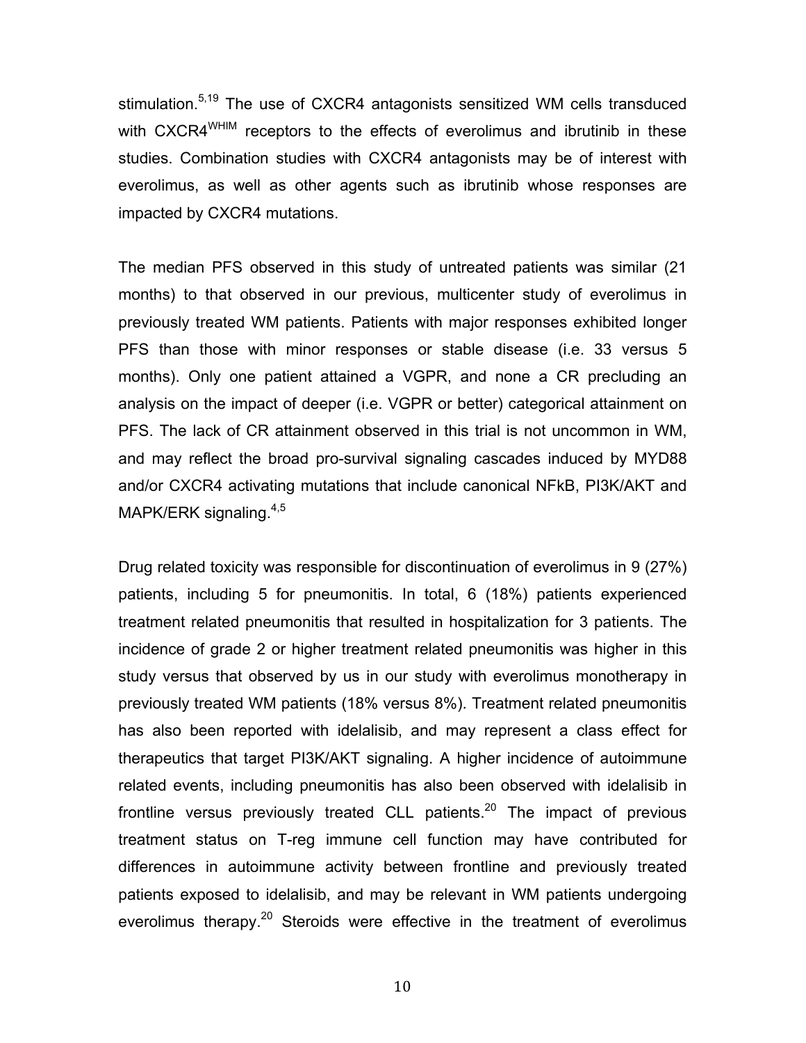stimulation.[5,19] The use of CXCR4 antagonists sensitized WM cells transduced with $CXCR4^{WHIM}$ receptors to the effects of everolimus and ibrutinib in these studies. Combination studies with CXCR4 antagonists may be of interest with everolimus, as well as other agents such as ibrutinib whose responses are impacted by CXCR4 mutations.

The median PFS observed in this study of untreated patients was similar (21 months) to that observed in our previous, multicenter study of everolimus in previously treated WM patients. Patients with major responses exhibited longer PFS than those with minor responses or stable disease (i.e. 33 versus 5 months). Only one patient attained a VGPR, and none a CR precluding an analysis on the impact of deeper (i.e. VGPR or better) categorical attainment on PFS. The lack of CR attainment observed in this trial is not uncommon in WM, and may reflect the broad pro-survival signaling cascades induced by MYD88 and/or CXCR4 activating mutations that include canonical NFkB, PI3K/AKT and MAPK/ERK signaling.[4,5]

Drug related toxicity was responsible for discontinuation of everolimus in 9 (27%) patients, including 5 for pneumonitis. In total, 6 (18%) patients experienced treatment related pneumonitis that resulted in hospitalization for 3 patients. The incidence of grade 2 or higher treatment related pneumonitis was higher in this study versus that observed by us in our study with everolimus monotherapy in previously treated WM patients (18% versus 8%). Treatment related pneumonitis has also been reported with idelalisib, and may represent a class effect for therapeutics that target PI3K/AKT signaling. A higher incidence of autoimmune related events, including pneumonitis has also been observed with idelalisib in frontline versus previously treated CLL patients.[20] The impact of previous treatment status on T-reg immune cell function may have contributed for differences in autoimmune activity between frontline and previously treated patients exposed to idelalisib, and may be relevant in WM patients undergoing everolimus therapy.[20] Steroids were effective in the treatment of everolimus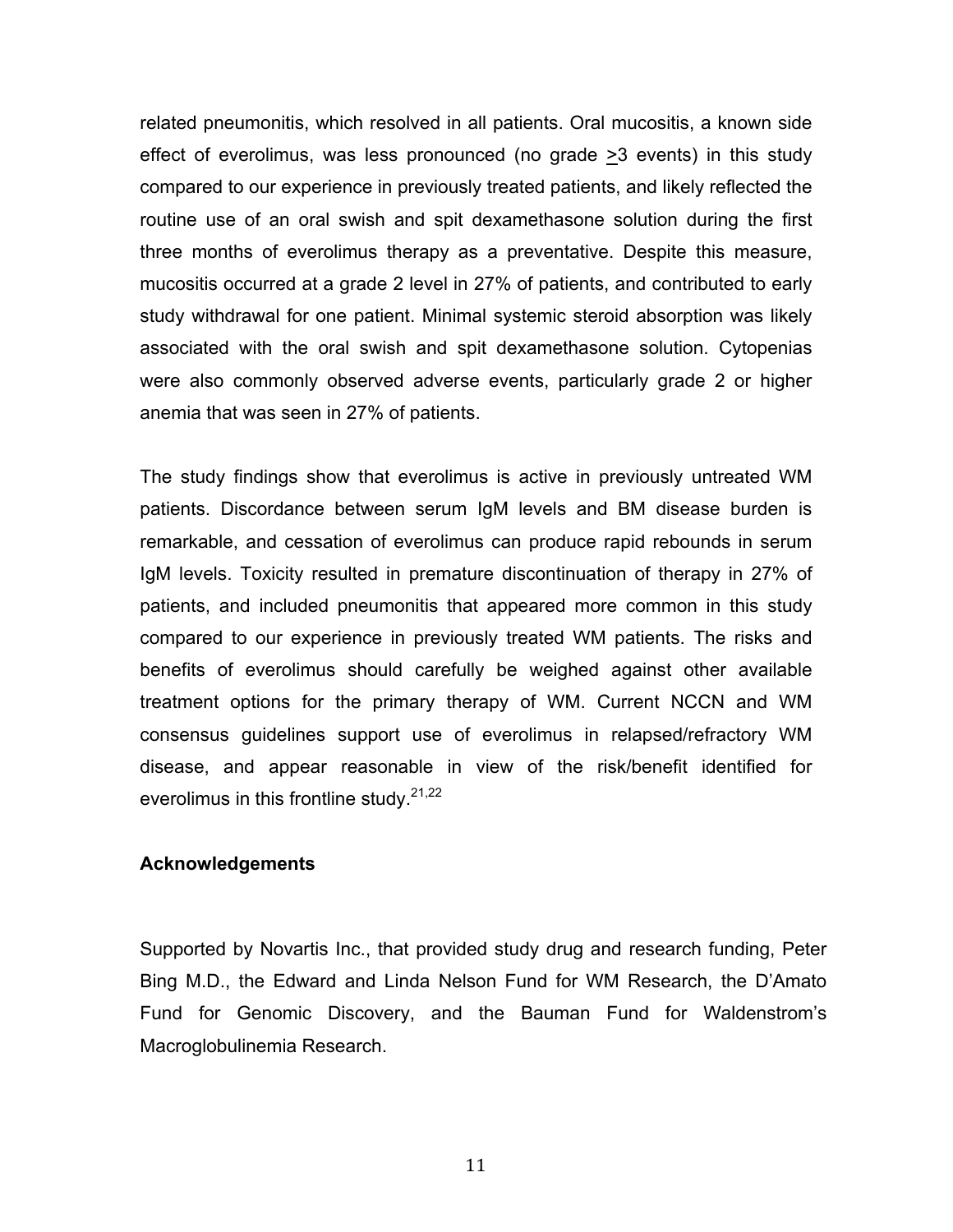related pneumonitis, which resolved in all patients. Oral mucositis, a known side effect of everolimus, was less pronounced (no grade $\geq$3 events) in this study compared to our experience in previously treated patients, and likely reflected the routine use of an oral swish and spit dexamethasone solution during the first three months of everolimus therapy as a preventative. Despite this measure, mucositis occurred at a grade 2 level in 27% of patients, and contributed to early study withdrawal for one patient. Minimal systemic steroid absorption was likely associated with the oral swish and spit dexamethasone solution. Cytopenias were also commonly observed adverse events, particularly grade 2 or higher anemia that was seen in 27% of patients.

The study findings show that everolimus is active in previously untreated WM patients. Discordance between serum IgM levels and BM disease burden is remarkable, and cessation of everolimus can produce rapid rebounds in serum IgM levels. Toxicity resulted in premature discontinuation of therapy in 27% of patients, and included pneumonitis that appeared more common in this study compared to our experience in previously treated WM patients. The risks and benefits of everolimus should carefully be weighed against other available treatment options for the primary therapy of WM. Current NCCN and WM consensus guidelines support use of everolimus in relapsed/refractory WM disease, and appear reasonable in view of the risk/benefit identified for everolimus in this frontline study.[21,22]

### Acknowledgements

Supported by Novartis Inc., that provided study drug and research funding, Peter Bing M.D., the Edward and Linda Nelson Fund for WM Research, the D'Amato Fund for Genomic Discovery, and the Bauman Fund for Waldenstrom's Macroglobulinemia Research.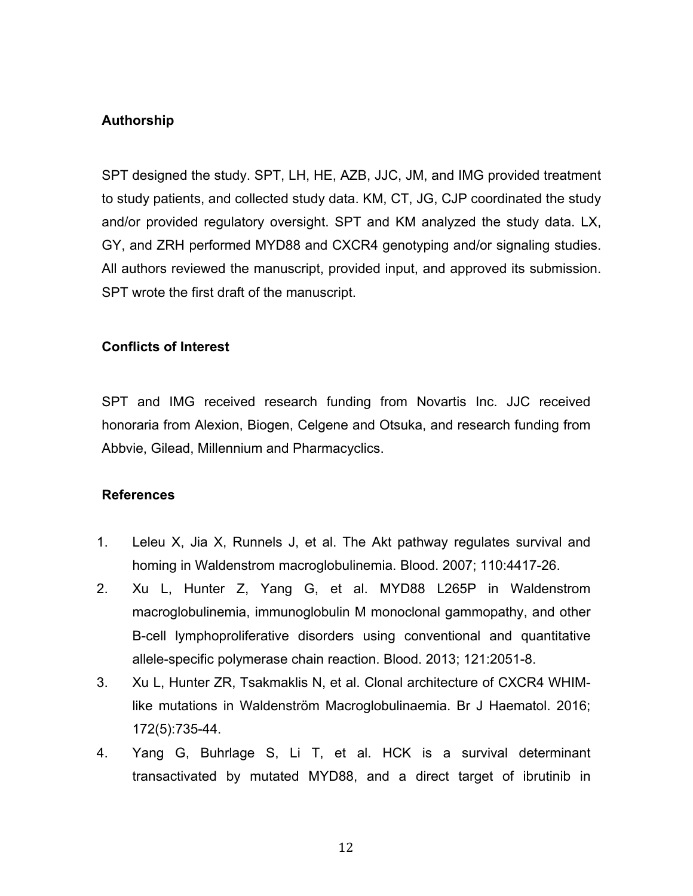## Authorship

SPT designed the study. SPT, LH, HE, AZB, JJC, JM, and IMG provided treatment to study patients, and collected study data. KM, CT, JG, CJP coordinated the study and/or provided regulatory oversight. SPT and KM analyzed the study data. LX, GY, and ZRH performed MYD88 and CXCR4 genotyping and/or signaling studies. All authors reviewed the manuscript, provided input, and approved its submission. SPT wrote the first draft of the manuscript.

## Conflicts of Interest

SPT and IMG received research funding from Novartis Inc. JJC received honoraria from Alexion, Biogen, Celgene and Otsuka, and research funding from Abbvie, Gilead, Millennium and Pharmacyclics.

## References

1. Leleu X, Jia X, Runnels J, et al. The Akt pathway regulates survival and homing in Waldenstrom macroglobulinemia. Blood. 2007; 110:4417-26.
2. Xu L, Hunter Z, Yang G, et al. MYD88 L265P in Waldenstrom macroglobulinemia, immunoglobulin M monoclonal gammopathy, and other B-cell lymphoproliferative disorders using conventional and quantitative allele-specific polymerase chain reaction. Blood. 2013; 121:2051-8.
3. Xu L, Hunter ZR, Tsakmaklis N, et al. Clonal architecture of CXCR4 WHIM-like mutations in Waldenström Macroglobulinaemia. Br J Haematol. 2016; 172(5):735-44.
4. Yang G, Buhrlage S, Li T, et al. HCK is a survival determinant transactivated by mutated MYD88, and a direct target of ibrutinib in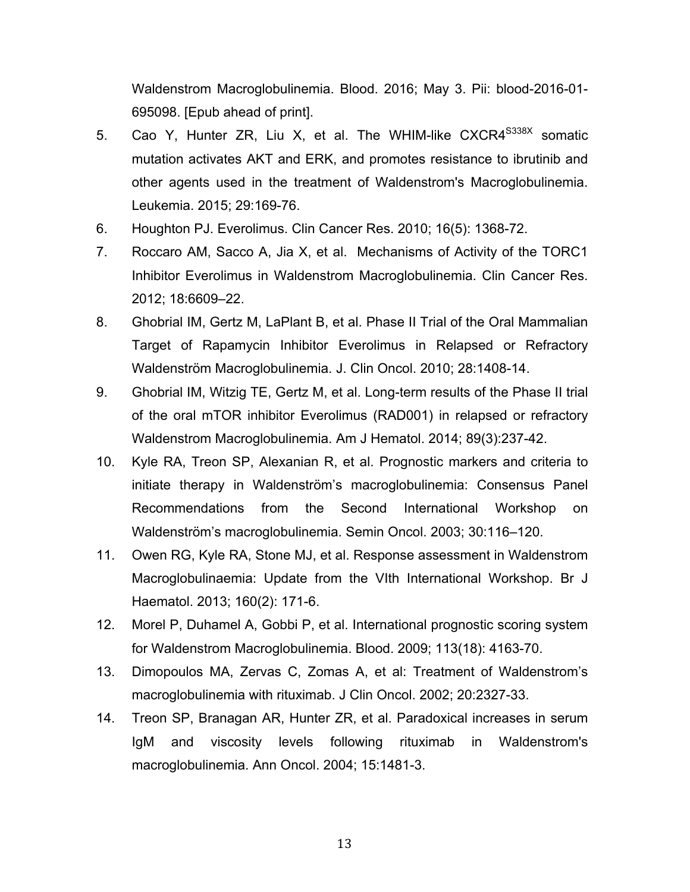Waldenstrom Macroglobulinemia. Blood. 2016; May 3. Pii: blood-2016-01-695098. [Epub ahead of print].

5. Cao Y, Hunter ZR, Liu X, et al. The WHIM-like $CXCR4^{S338X}$ somatic mutation activates AKT and ERK, and promotes resistance to ibrutinib and other agents used in the treatment of Waldenstrom's Macroglobulinemia. Leukemia. 2015; 29:169-76.
6. Houghton PJ. Everolimus. Clin Cancer Res. 2010; 16(5): 1368-72.
7. Roccaro AM, Sacco A, Jia X, et al. Mechanisms of Activity of the TORC1 Inhibitor Everolimus in Waldenstrom Macroglobulinemia. Clin Cancer Res. 2012; 18:6609–22.
8. Ghobrial IM, Gertz M, LaPlant B, et al. Phase II Trial of the Oral Mammalian Target of Rapamycin Inhibitor Everolimus in Relapsed or Refractory Waldenström Macroglobulinemia. J. Clin Oncol. 2010; 28:1408-14.
9. Ghobrial IM, Witzig TE, Gertz M, et al. Long-term results of the Phase II trial of the oral mTOR inhibitor Everolimus (RAD001) in relapsed or refractory Waldenstrom Macroglobulinemia. Am J Hematol. 2014; 89(3):237-42.
10. Kyle RA, Treon SP, Alexanian R, et al. Prognostic markers and criteria to initiate therapy in Waldenström's macroglobulinemia: Consensus Panel Recommendations from the Second International Workshop on Waldenström's macroglobulinemia. Semin Oncol. 2003; 30:116–120.
11. Owen RG, Kyle RA, Stone MJ, et al. Response assessment in Waldenstrom Macroglobulinaemia: Update from the VIth International Workshop. Br J Haematol. 2013; 160(2): 171-6.
12. Morel P, Duhamel A, Gobbi P, et al. International prognostic scoring system for Waldenstrom Macroglobulinemia. Blood. 2009; 113(18): 4163-70.
13. Dimopoulos MA, Zervas C, Zomas A, et al: Treatment of Waldenstrom's macroglobulinemia with rituximab. J Clin Oncol. 2002; 20:2327-33.
14. Treon SP, Branagan AR, Hunter ZR, et al. Paradoxical increases in serum IgM and viscosity levels following rituximab in Waldenstrom's macroglobulinemia. Ann Oncol. 2004; 15:1481-3.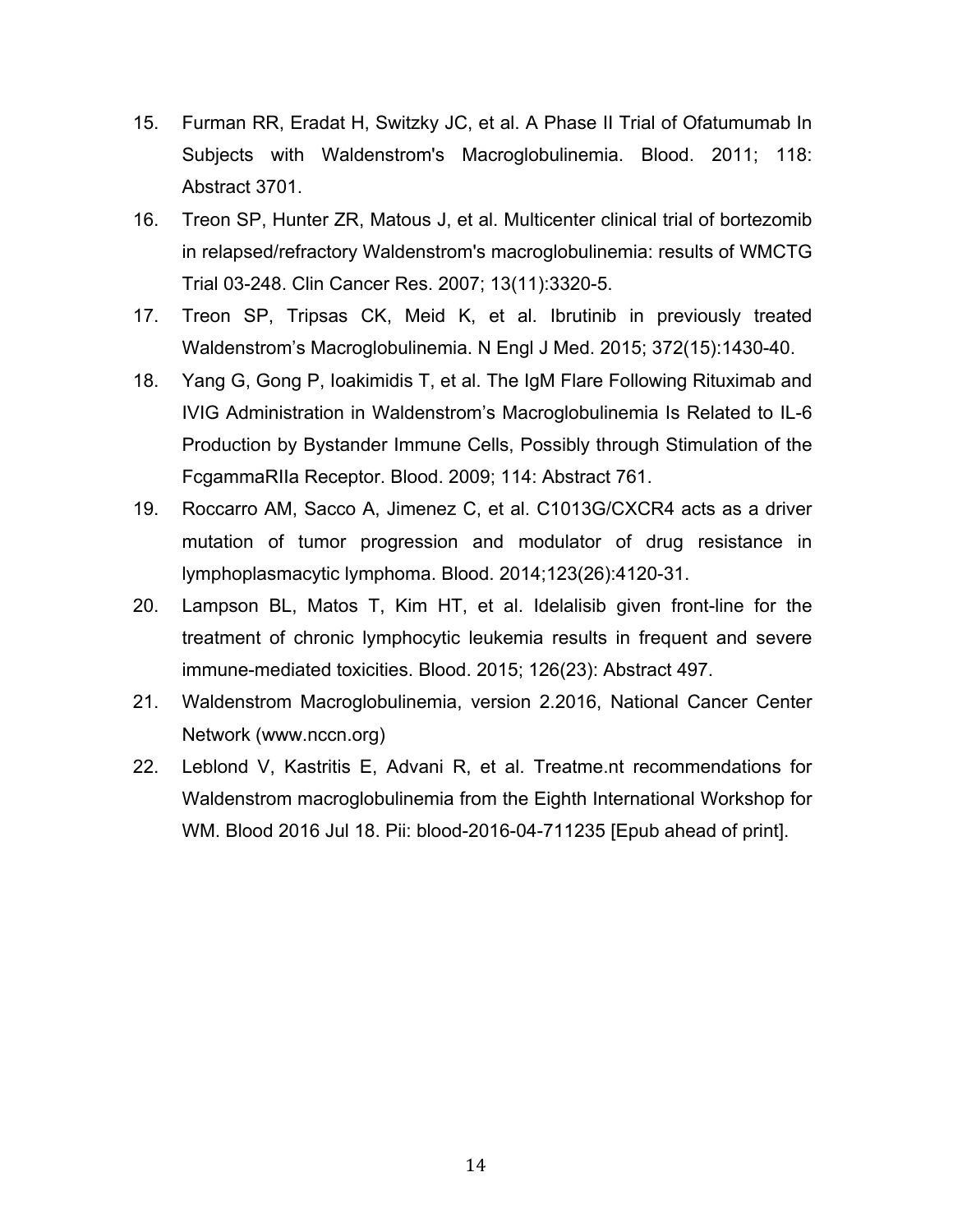15. Furman RR, Eradat H, Switzky JC, et al. A Phase II Trial of Ofatumumab In Subjects with Waldenstrom's Macroglobulinemia. Blood. 2011; 118: Abstract 3701.
16. Treon SP, Hunter ZR, Matous J, et al. Multicenter clinical trial of bortezomib in relapsed/refractory Waldenstrom's macroglobulinemia: results of WMCTG Trial 03-248. Clin Cancer Res. 2007; 13(11):3320-5.
17. Treon SP, Tripsas CK, Meid K, et al. Ibrutinib in previously treated Waldenstrom's Macroglobulinemia. N Engl J Med. 2015; 372(15):1430-40.
18. Yang G, Gong P, Ioakimidis T, et al. The IgM Flare Following Rituximab and IVIG Administration in Waldenstrom's Macroglobulinemia Is Related to IL-6 Production by Bystander Immune Cells, Possibly through Stimulation of the FcgammaRIIa Receptor. Blood. 2009; 114: Abstract 761.
19. Roccarro AM, Sacco A, Jimenez C, et al. C1013G/CXCR4 acts as a driver mutation of tumor progression and modulator of drug resistance in lymphoplasmacytic lymphoma. Blood. 2014;123(26):4120-31.
20. Lampson BL, Matos T, Kim HT, et al. Idelalisib given front-line for the treatment of chronic lymphocytic leukemia results in frequent and severe immune-mediated toxicities. Blood. 2015; 126(23): Abstract 497.
21. Waldenstrom Macroglobulinemia, version 2.2016, National Cancer Center Network (www.nccn.org)
22. Leblond V, Kastritis E, Advani R, et al. Treatme.nt recommendations for Waldenstrom macroglobulinemia from the Eighth International Workshop for WM. Blood 2016 Jul 18. Pii: blood-2016-04-711235 [Epub ahead of print].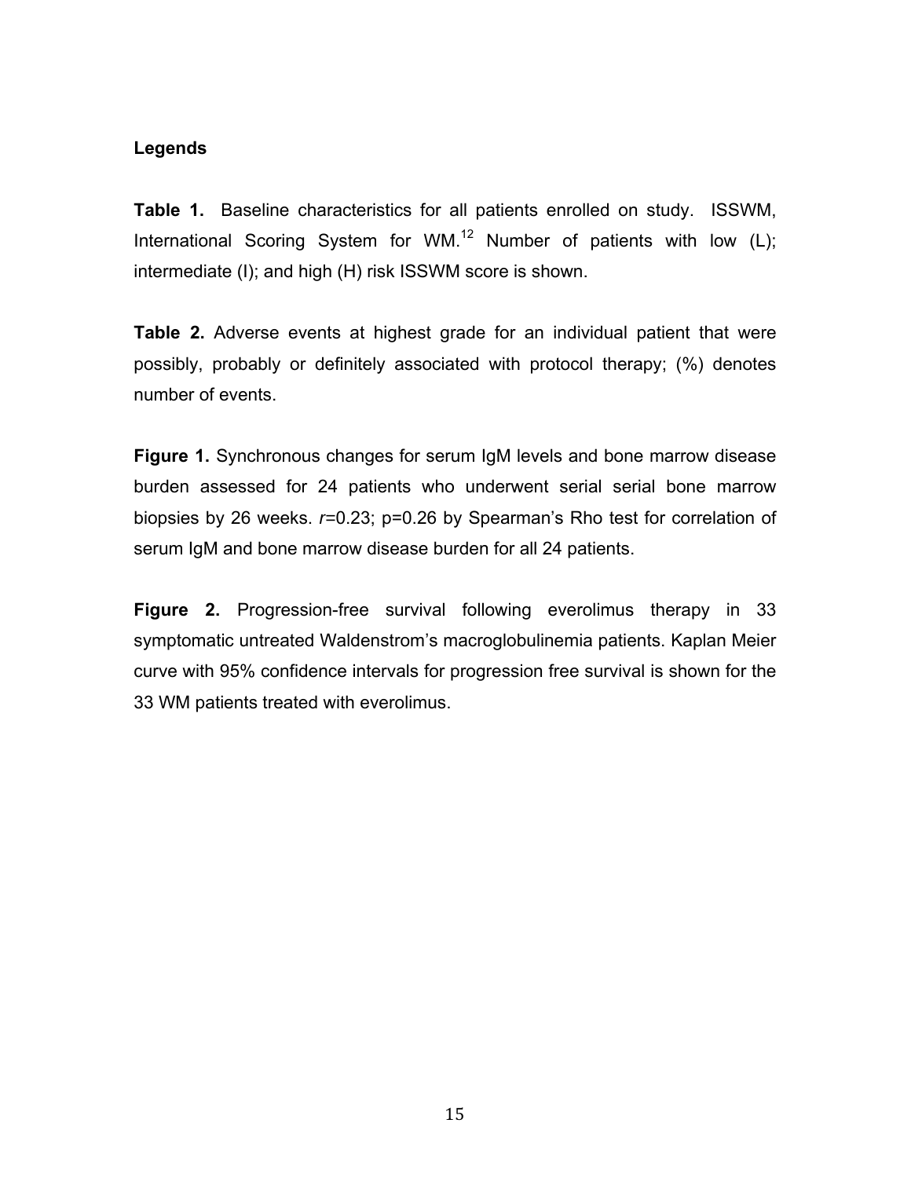**Legends**

**Table 1.** Baseline characteristics for all patients enrolled on study. ISSWM, International Scoring System for WM.[12] Number of patients with low (L); intermediate (I); and high (H) risk ISSWM score is shown.

**Table 2.** Adverse events at highest grade for an individual patient that were possibly, probably or definitely associated with protocol therapy; (%) denotes number of events.

**Figure 1.** Synchronous changes for serum IgM levels and bone marrow disease burden assessed for 24 patients who underwent serial serial bone marrow biopsies by 26 weeks. $r$=0.23; p=0.26 by Spearman's Rho test for correlation of serum IgM and bone marrow disease burden for all 24 patients.

**Figure 2.** Progression-free survival following everolimus therapy in 33 symptomatic untreated Waldenstrom's macroglobulinemia patients. Kaplan Meier curve with 95% confidence intervals for progression free survival is shown for the 33 WM patients treated with everolimus.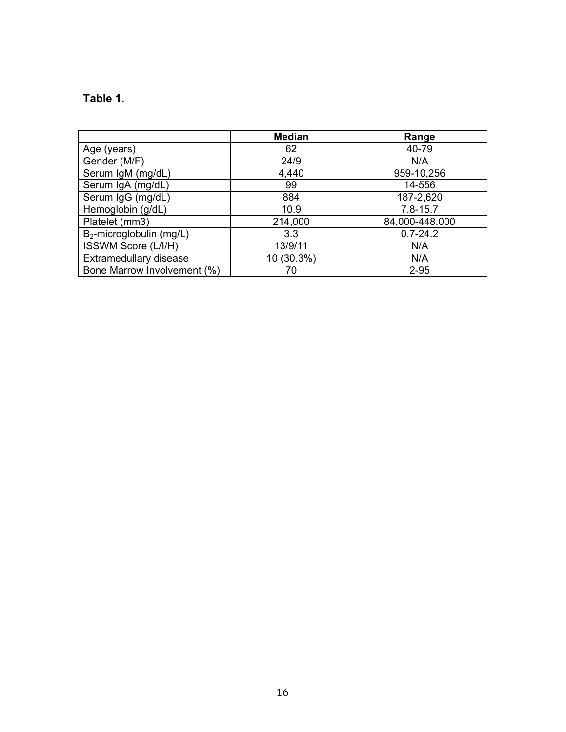**Table 1.**

| | **Median** | **Range** |
|---|---|---|
| Age (years) | 62 | 40-79 |
| Gender (M/F) | 24/9 | N/A |
| Serum IgM (mg/dL) | 4,440 | 959-10,256 |
| Serum IgA (mg/dL) | 99 | 14-556 |
| Serum IgG (mg/dL) | 884 | 187-2,620 |
| Hemoglobin (g/dL) | 10.9 | 7.8-15.7 |
| Platelet (mm3) | 214,000 | 84,000-448,000 |
| $B_2$-microglobulin (mg/L) | 3.3 | 0.7-24.2 |
| ISSWM Score (L/I/H) | 13/9/11 | N/A |
| Extramedullary disease | 10 (30.3%) | N/A |
| Bone Marrow Involvement (%) | 70 | 2-95 |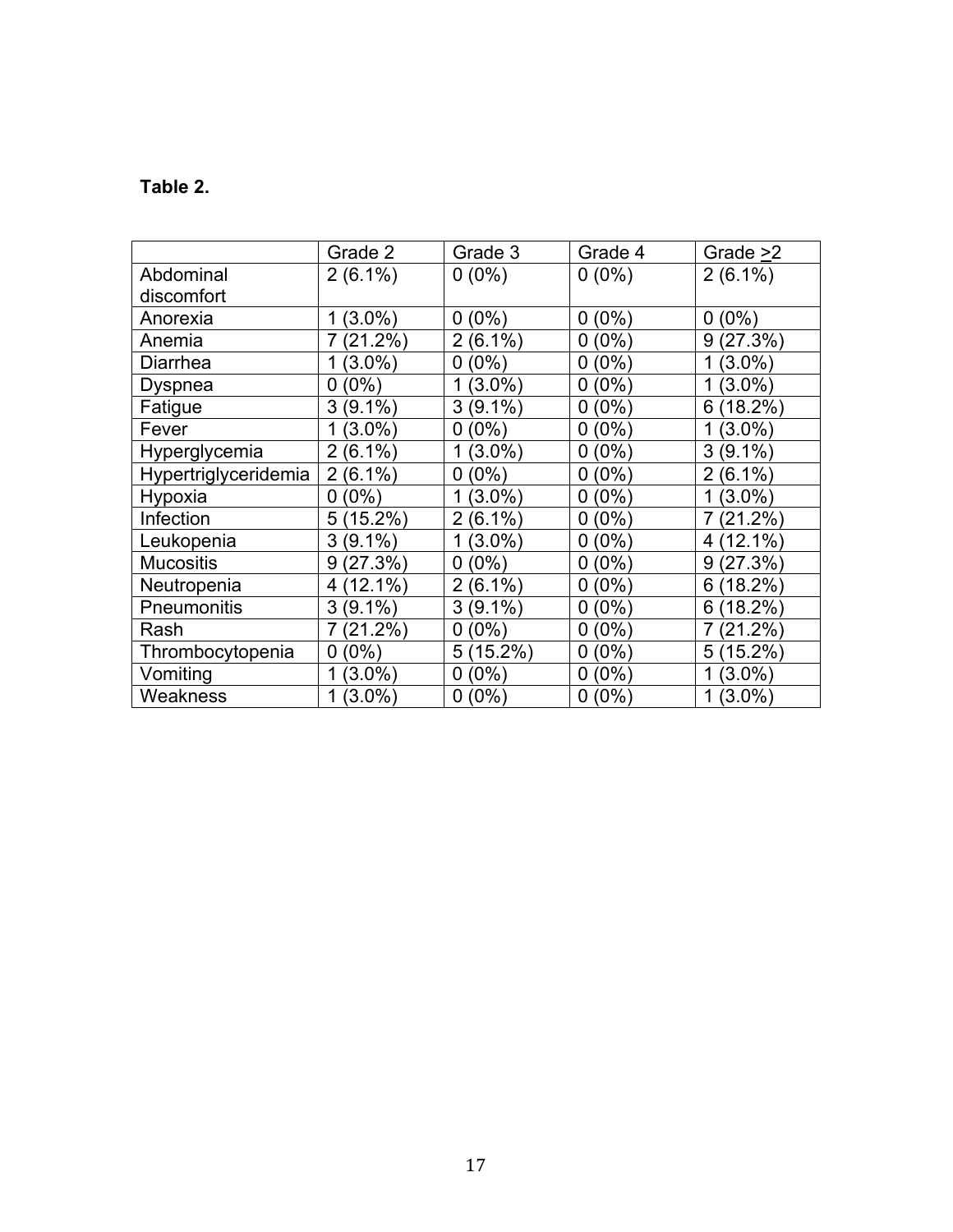**Table 2.**

| | Grade 2 | Grade 3 | Grade 4 | Grade $\geq$2 |
|---|---|---|---|---|
| Abdominal discomfort | 2 (6.1%) | 0 (0%) | 0 (0%) | 2 (6.1%) |
| Anorexia | 1 (3.0%) | 0 (0%) | 0 (0%) | 0 (0%) |
| Anemia | 7 (21.2%) | 2 (6.1%) | 0 (0%) | 9 (27.3%) |
| Diarrhea | 1 (3.0%) | 0 (0%) | 0 (0%) | 1 (3.0%) |
| Dyspnea | 0 (0%) | 1 (3.0%) | 0 (0%) | 1 (3.0%) |
| Fatigue | 3 (9.1%) | 3 (9.1%) | 0 (0%) | 6 (18.2%) |
| Fever | 1 (3.0%) | 0 (0%) | 0 (0%) | 1 (3.0%) |
| Hyperglycemia | 2 (6.1%) | 1 (3.0%) | 0 (0%) | 3 (9.1%) |
| Hypertriglyceridemia | 2 (6.1%) | 0 (0%) | 0 (0%) | 2 (6.1%) |
| Hypoxia | 0 (0%) | 1 (3.0%) | 0 (0%) | 1 (3.0%) |
| Infection | 5 (15.2%) | 2 (6.1%) | 0 (0%) | 7 (21.2%) |
| Leukopenia | 3 (9.1%) | 1 (3.0%) | 0 (0%) | 4 (12.1%) |
| Mucositis | 9 (27.3%) | 0 (0%) | 0 (0%) | 9 (27.3%) |
| Neutropenia | 4 (12.1%) | 2 (6.1%) | 0 (0%) | 6 (18.2%) |
| Pneumonitis | 3 (9.1%) | 3 (9.1%) | 0 (0%) | 6 (18.2%) |
| Rash | 7 (21.2%) | 0 (0%) | 0 (0%) | 7 (21.2%) |
| Thrombocytopenia | 0 (0%) | 5 (15.2%) | 0 (0%) | 5 (15.2%) |
| Vomiting | 1 (3.0%) | 0 (0%) | 0 (0%) | 1 (3.0%) |
| Weakness | 1 (3.0%) | 0 (0%) | 0 (0%) | 1 (3.0%) |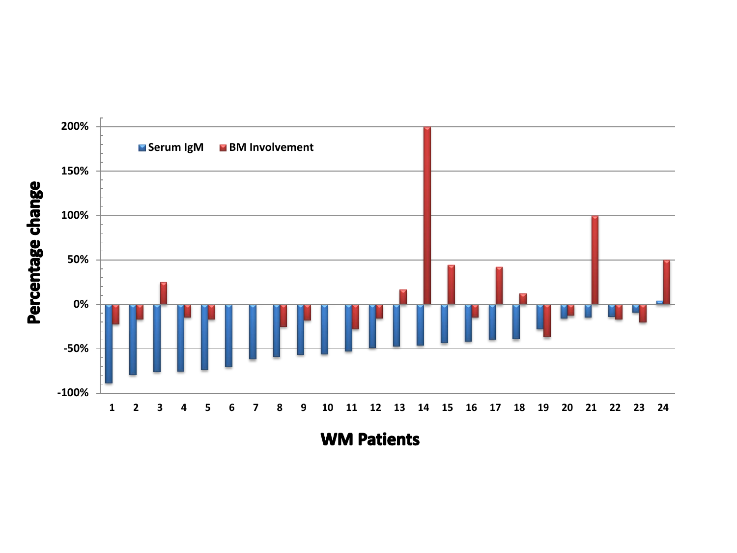Serum IgM BM Involvement

Percentage change

200%
150%
100%
50%
0%
-50%
-100%

1 2 3 4 5 6 7 8 9 10 11 12 13 14 15 16 17 18 19 20 21 22 23 24

WM Patients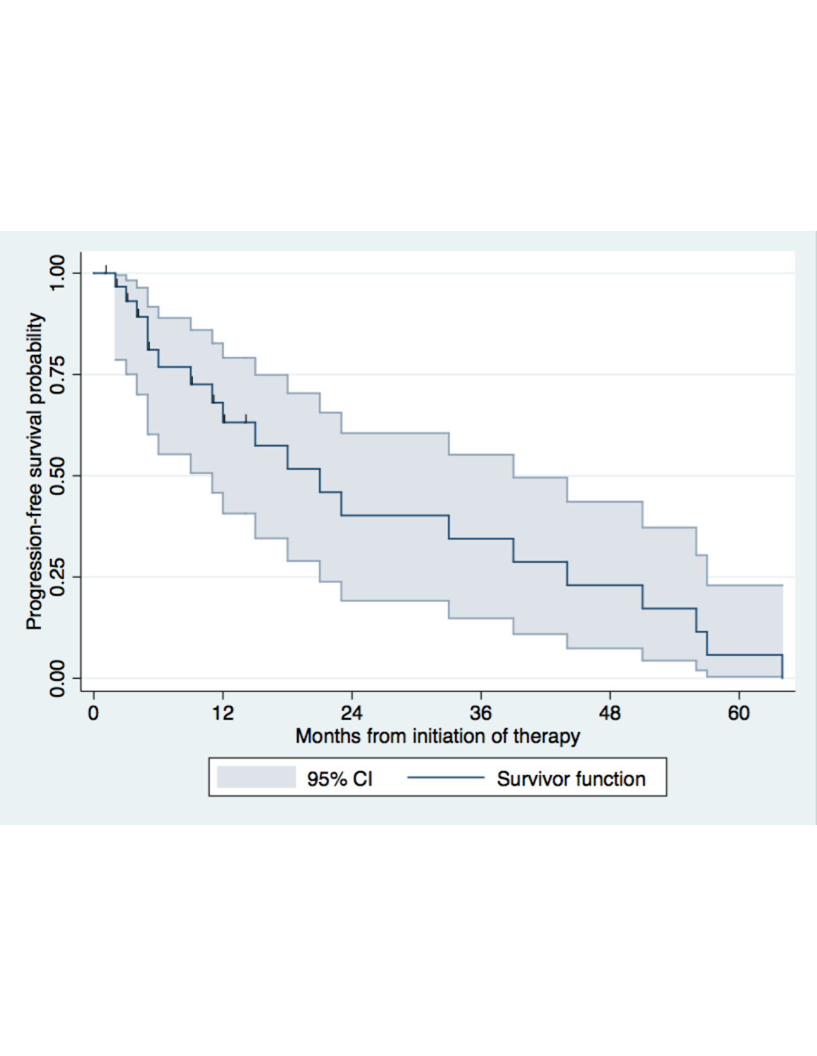Progression-free survival probability

1.00

0.75

0.50

0.25

0.00

0

12

24

36

48

60

Months from initiation of therapy

95% CI

Survivor function